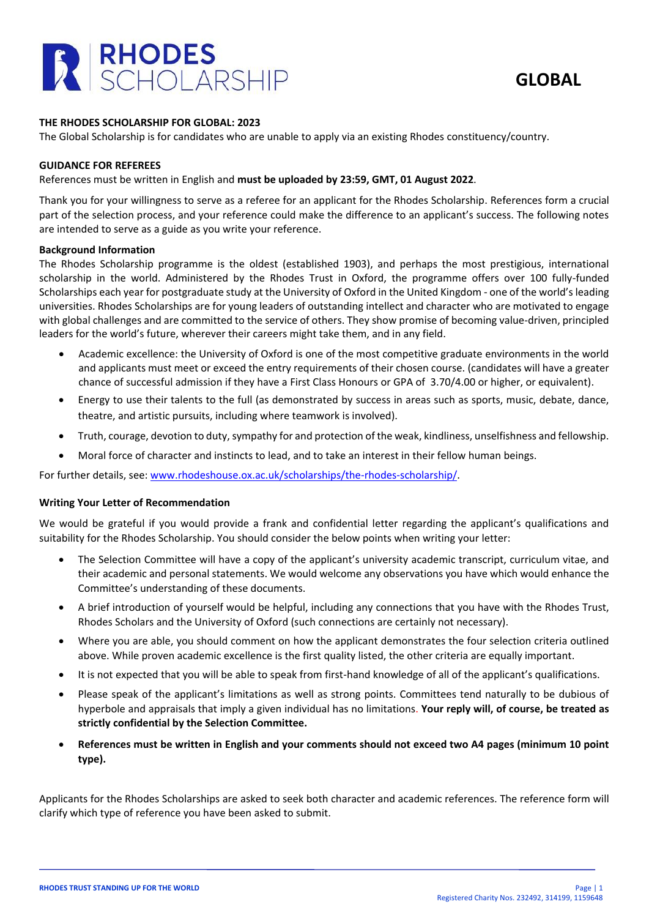# RHODES SCHOLARSHIP

## GLOBAL

### THE RHODES SCHOLARSHIP FOR GLOBAL: 2023

The Global Scholarship is for candidates who are unable to apply via an existing Rhodes constituency/country.

### GUIDANCE FOR REFEREES

References must be written in English and **must be uploaded by 23:59, GMT, 01 August 2022**.

Thank you for your willingness to serve as a referee for an applicant for the Rhodes Scholarship. References form a crucial part of the selection process, and your reference could make the difference to an applicant's success. The following notes are intended to serve as a guide as you write your reference.

**Background Information**

The Rhodes Scholarship programme is the oldest (established 1903), and perhaps the most prestigious, international scholarship in the world. Administered by the Rhodes Trust in Oxford, the programme offers over 100 fully-funded Scholarships each year for postgraduate study at the University of Oxford in the United Kingdom - one of the world's leading universities. Rhodes Scholarships are for young leaders of outstanding intellect and character who are motivated to engage with global challenges and are committed to the service of others. They show promise of becoming value-driven, principled leaders for the world's future, wherever their careers might take them, and in any field.

- Academic excellence: the University of Oxford is one of the most competitive graduate environments in the world and applicants must meet or exceed the entry requirements of their chosen course. (candidates will have a greater chance of successful admission if they have a First Class Honours or GPA of 3.70/4.00 or higher, or equivalent).
- Energy to use their talents to the full (as demonstrated by success in areas such as sports, music, debate, dance, theatre, and artistic pursuits, including where teamwork is involved).
- Truth, courage, devotion to duty, sympathy for and protection of the weak, kindliness, unselfishness and fellowship.
- Moral force of character and instincts to lead, and to take an interest in their fellow human beings.

For further details, see: www.rhodeshouse.ox.ac.uk/scholarships/the-rhodes-scholarship/.

**Writing Your Letter of Recommendation**

We would be grateful if you would provide a frank and confidential letter regarding the applicant's qualifications and suitability for the Rhodes Scholarship. You should consider the below points when writing your letter:

- The Selection Committee will have a copy of the applicant's university academic transcript, curriculum vitae, and their academic and personal statements. We would welcome any observations you have which would enhance the Committee's understanding of these documents.
- A brief introduction of yourself would be helpful, including any connections that you have with the Rhodes Trust, Rhodes Scholars and the University of Oxford (such connections are certainly not necessary).
- Where you are able, you should comment on how the applicant demonstrates the four selection criteria outlined above. While proven academic excellence is the first quality listed, the other criteria are equally important.
- It is not expected that you will be able to speak from first-hand knowledge of all of the applicant's qualifications.
- Please speak of the applicant's limitations as well as strong points. Committees tend naturally to be dubious of hyperbole and appraisals that imply a given individual has no limitations. **Your reply will, of course, be treated as strictly confidential by the Selection Committee.**
- **References must be written in English and your comments should not exceed two A4 pages (minimum 10 point type).**

Applicants for the Rhodes Scholarships are asked to seek both character and academic references. The reference form will clarify which type of reference you have been asked to submit.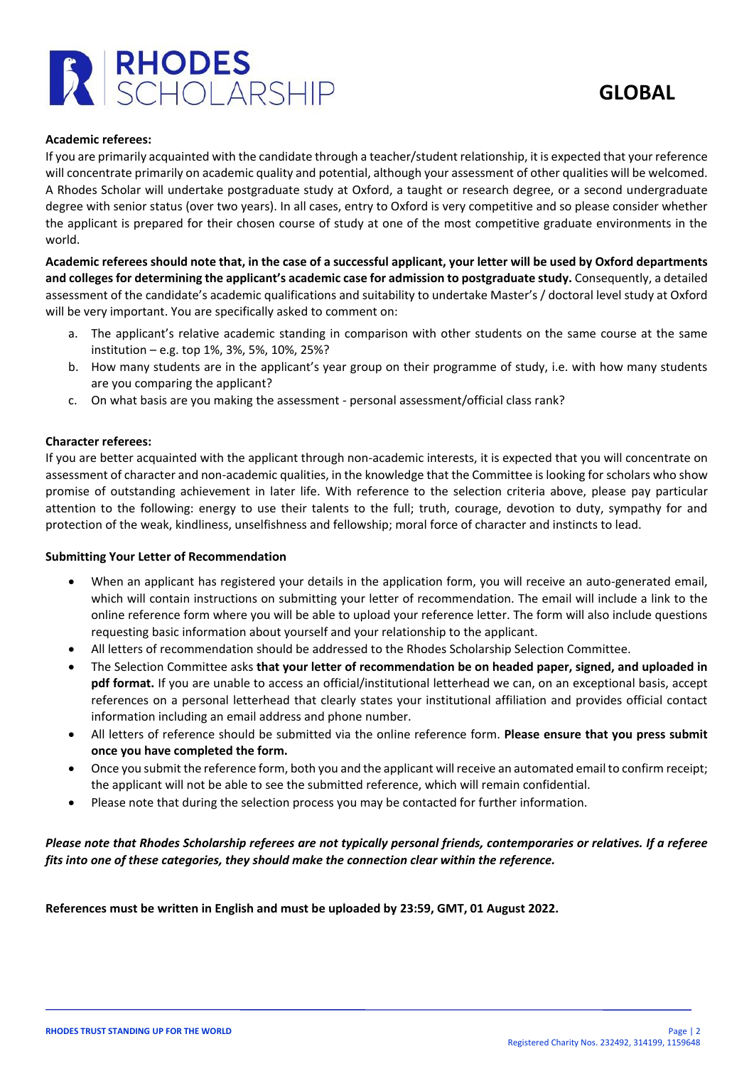**Academic referees:**

If you are primarily acquainted with the candidate through a teacher/student relationship, it is expected that your reference will concentrate primarily on academic quality and potential, although your assessment of other qualities will be welcomed. A Rhodes Scholar will undertake postgraduate study at Oxford, a taught or research degree, or a second undergraduate degree with senior status (over two years). In all cases, entry to Oxford is very competitive and so please consider whether the applicant is prepared for their chosen course of study at one of the most competitive graduate environments in the world.

**Academic referees should note that, in the case of a successful applicant, your letter will be used by Oxford departments and colleges for determining the applicant's academic case for admission to postgraduate study.** Consequently, a detailed assessment of the candidate's academic qualifications and suitability to undertake Master's / doctoral level study at Oxford will be very important. You are specifically asked to comment on:

a. The applicant's relative academic standing in comparison with other students on the same course at the same institution – e.g. top 1%, 3%, 5%, 10%, 25%?
b. How many students are in the applicant's year group on their programme of study, i.e. with how many students are you comparing the applicant?
c. On what basis are you making the assessment - personal assessment/official class rank?

**Character referees:**

If you are better acquainted with the applicant through non-academic interests, it is expected that you will concentrate on assessment of character and non-academic qualities, in the knowledge that the Committee is looking for scholars who show promise of outstanding achievement in later life. With reference to the selection criteria above, please pay particular attention to the following: energy to use their talents to the full; truth, courage, devotion to duty, sympathy for and protection of the weak, kindliness, unselfishness and fellowship; moral force of character and instincts to lead.

**Submitting Your Letter of Recommendation**

- When an applicant has registered your details in the application form, you will receive an auto-generated email, which will contain instructions on submitting your letter of recommendation. The email will include a link to the online reference form where you will be able to upload your reference letter. The form will also include questions requesting basic information about yourself and your relationship to the applicant.
- All letters of recommendation should be addressed to the Rhodes Scholarship Selection Committee.
- The Selection Committee asks **that your letter of recommendation be on headed paper, signed, and uploaded in pdf format.** If you are unable to access an official/institutional letterhead we can, on an exceptional basis, accept references on a personal letterhead that clearly states your institutional affiliation and provides official contact information including an email address and phone number.
- All letters of reference should be submitted via the online reference form. **Please ensure that you press submit once you have completed the form.**
- Once you submit the reference form, both you and the applicant will receive an automated email to confirm receipt; the applicant will not be able to see the submitted reference, which will remain confidential.
- Please note that during the selection process you may be contacted for further information.

***Please note that Rhodes Scholarship referees are not typically personal friends, contemporaries or relatives. If a referee fits into one of these categories, they should make the connection clear within the reference.***

**References must be written in English and must be uploaded by 23:59, GMT, 01 August 2022.**